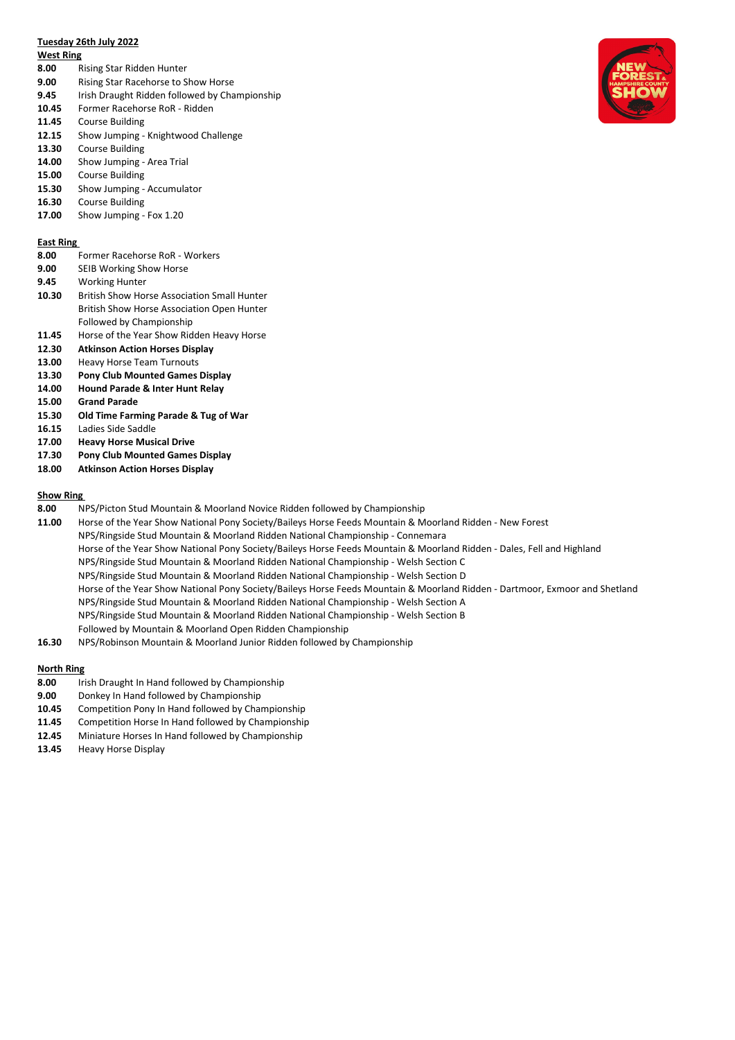**Tuesday 26th July 2022**

**West Ring**

**8.00** Rising Star Ridden Hunter
**9.00** Rising Star Racehorse to Show Horse
**9.45** Irish Draught Ridden followed by Championship
**10.45** Former Racehorse RoR - Ridden
**11.45** Course Building
**12.15** Show Jumping - Knightwood Challenge
**13.30** Course Building
**14.00** Show Jumping - Area Trial
**15.00** Course Building
**15.30** Show Jumping - Accumulator
**16.30** Course Building
**17.00** Show Jumping - Fox 1.20

**East Ring**

**8.00** Former Racehorse RoR - Workers
**9.00** SEIB Working Show Horse
**9.45** Working Hunter
**10.30** British Show Horse Association Small Hunter
British Show Horse Association Open Hunter
Followed by Championship
**11.45** Horse of the Year Show Ridden Heavy Horse
**12.30** **Atkinson Action Horses Display**
**13.00** Heavy Horse Team Turnouts
**13.30** **Pony Club Mounted Games Display**
**14.00** **Hound Parade & Inter Hunt Relay**
**15.00** **Grand Parade**
**15.30** **Old Time Farming Parade & Tug of War**
**16.15** Ladies Side Saddle
**17.00** **Heavy Horse Musical Drive**
**17.30** **Pony Club Mounted Games Display**
**18.00** **Atkinson Action Horses Display**

**Show Ring**

**8.00** NPS/Picton Stud Mountain & Moorland Novice Ridden followed by Championship
**11.00** Horse of the Year Show National Pony Society/Baileys Horse Feeds Mountain & Moorland Ridden - New Forest
NPS/Ringside Stud Mountain & Moorland Ridden National Championship - Connemara
Horse of the Year Show National Pony Society/Baileys Horse Feeds Mountain & Moorland Ridden - Dales, Fell and Highland
NPS/Ringside Stud Mountain & Moorland Ridden National Championship - Welsh Section C
NPS/Ringside Stud Mountain & Moorland Ridden National Championship - Welsh Section D
Horse of the Year Show National Pony Society/Baileys Horse Feeds Mountain & Moorland Ridden - Dartmoor, Exmoor and Shetland
NPS/Ringside Stud Mountain & Moorland Ridden National Championship - Welsh Section A
NPS/Ringside Stud Mountain & Moorland Ridden National Championship - Welsh Section B
Followed by Mountain & Moorland Open Ridden Championship
**16.30** NPS/Robinson Mountain & Moorland Junior Ridden followed by Championship

**North Ring**

**8.00** Irish Draught In Hand followed by Championship
**9.00** Donkey In Hand followed by Championship
**10.45** Competition Pony In Hand followed by Championship
**11.45** Competition Horse In Hand followed by Championship
**12.45** Miniature Horses In Hand followed by Championship
**13.45** Heavy Horse Display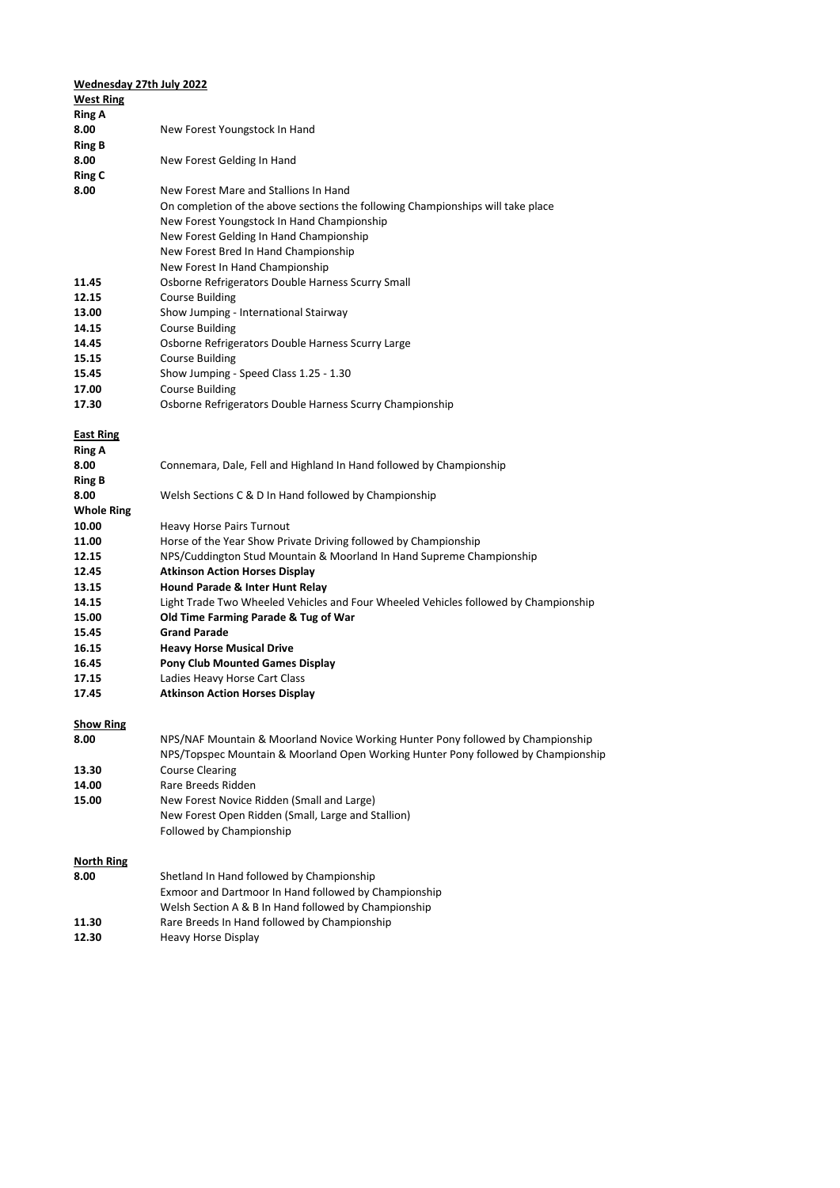**Wednesday 27th July 2022**

**West Ring**

**Ring A**

**8.00** New Forest Youngstock In Hand

**Ring B**

**8.00** New Forest Gelding In Hand

**Ring C**

**8.00** New Forest Mare and Stallions In Hand
On completion of the above sections the following Championships will take place
New Forest Youngstock In Hand Championship
New Forest Gelding In Hand Championship
New Forest Bred In Hand Championship
New Forest In Hand Championship

**11.45** Osborne Refrigerators Double Harness Scurry Small
**12.15** Course Building
**13.00** Show Jumping - International Stairway
**14.15** Course Building
**14.45** Osborne Refrigerators Double Harness Scurry Large
**15.15** Course Building
**15.45** Show Jumping - Speed Class 1.25 - 1.30
**17.00** Course Building
**17.30** Osborne Refrigerators Double Harness Scurry Championship

**East Ring**

**Ring A**

**8.00** Connemara, Dale, Fell and Highland In Hand followed by Championship

**Ring B**

**8.00** Welsh Sections C & D In Hand followed by Championship

**Whole Ring**

**10.00** Heavy Horse Pairs Turnout
**11.00** Horse of the Year Show Private Driving followed by Championship
**12.15** NPS/Cuddington Stud Mountain & Moorland In Hand Supreme Championship
**12.45** **Atkinson Action Horses Display**
**13.15** **Hound Parade & Inter Hunt Relay**
**14.15** Light Trade Two Wheeled Vehicles and Four Wheeled Vehicles followed by Championship
**15.00** **Old Time Farming Parade & Tug of War**
**15.45** **Grand Parade**
**16.15** **Heavy Horse Musical Drive**
**16.45** **Pony Club Mounted Games Display**
**17.15** Ladies Heavy Horse Cart Class
**17.45** **Atkinson Action Horses Display**

**Show Ring**

**8.00** NPS/NAF Mountain & Moorland Novice Working Hunter Pony followed by Championship
NPS/Topspec Mountain & Moorland Open Working Hunter Pony followed by Championship
**13.30** Course Clearing
**14.00** Rare Breeds Ridden
**15.00** New Forest Novice Ridden (Small and Large)
New Forest Open Ridden (Small, Large and Stallion)
Followed by Championship

**North Ring**

**8.00** Shetland In Hand followed by Championship
Exmoor and Dartmoor In Hand followed by Championship
Welsh Section A & B In Hand followed by Championship
**11.30** Rare Breeds In Hand followed by Championship
**12.30** Heavy Horse Display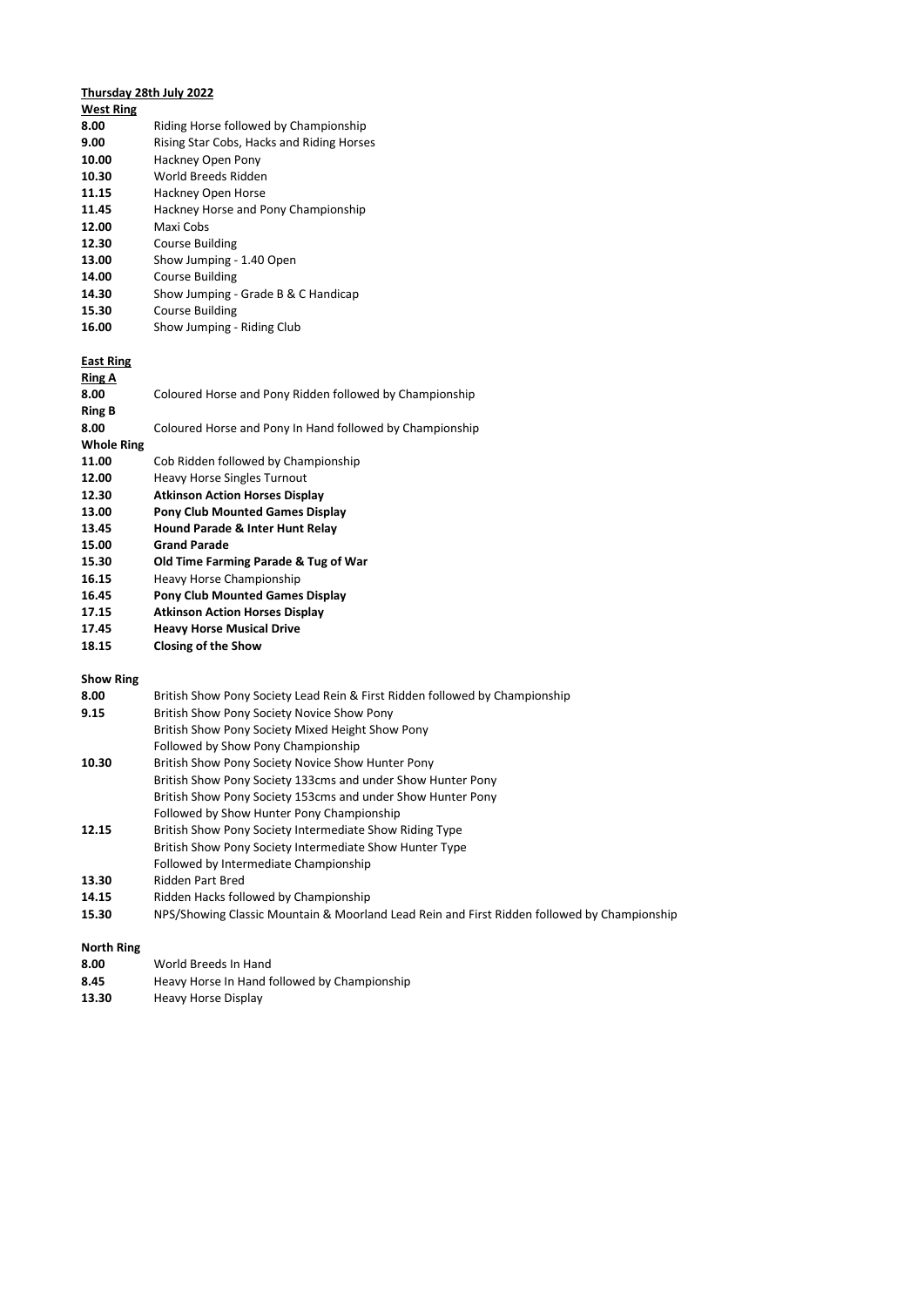**Thursday 28th July 2022**

**West Ring**

| | |
|---|---|
| **8.00** | Riding Horse followed by Championship |
| **9.00** | Rising Star Cobs, Hacks and Riding Horses |
| **10.00** | Hackney Open Pony |
| **10.30** | World Breeds Ridden |
| **11.15** | Hackney Open Horse |
| **11.45** | Hackney Horse and Pony Championship |
| **12.00** | Maxi Cobs |
| **12.30** | Course Building |
| **13.00** | Show Jumping - 1.40 Open |
| **14.00** | Course Building |
| **14.30** | Show Jumping - Grade B & C Handicap |
| **15.30** | Course Building |
| **16.00** | Show Jumping - Riding Club |

**East Ring**

**Ring A**

| | |
|---|---|
| **8.00** | Coloured Horse and Pony Ridden followed by Championship |

**Ring B**

| | |
|---|---|
| **8.00** | Coloured Horse and Pony In Hand followed by Championship |

**Whole Ring**

| | |
|---|---|
| **11.00** | Cob Ridden followed by Championship |
| **12.00** | Heavy Horse Singles Turnout |
| **12.30** | **Atkinson Action Horses Display** |
| **13.00** | **Pony Club Mounted Games Display** |
| **13.45** | **Hound Parade & Inter Hunt Relay** |
| **15.00** | **Grand Parade** |
| **15.30** | **Old Time Farming Parade & Tug of War** |
| **16.15** | Heavy Horse Championship |
| **16.45** | **Pony Club Mounted Games Display** |
| **17.15** | **Atkinson Action Horses Display** |
| **17.45** | **Heavy Horse Musical Drive** |
| **18.15** | **Closing of the Show** |

**Show Ring**

| | |
|---|---|
| **8.00** | British Show Pony Society Lead Rein & First Ridden followed by Championship |
| **9.15** | British Show Pony Society Novice Show Pony |
| | British Show Pony Society Mixed Height Show Pony |
| | Followed by Show Pony Championship |
| **10.30** | British Show Pony Society Novice Show Hunter Pony |
| | British Show Pony Society 133cms and under Show Hunter Pony |
| | British Show Pony Society 153cms and under Show Hunter Pony |
| | Followed by Show Hunter Pony Championship |
| **12.15** | British Show Pony Society Intermediate Show Riding Type |
| | British Show Pony Society Intermediate Show Hunter Type |
| | Followed by Intermediate Championship |
| **13.30** | Ridden Part Bred |
| **14.15** | Ridden Hacks followed by Championship |
| **15.30** | NPS/Showing Classic Mountain & Moorland Lead Rein and First Ridden followed by Championship |

**North Ring**

| | |
|---|---|
| **8.00** | World Breeds In Hand |
| **8.45** | Heavy Horse In Hand followed by Championship |
| **13.30** | Heavy Horse Display |